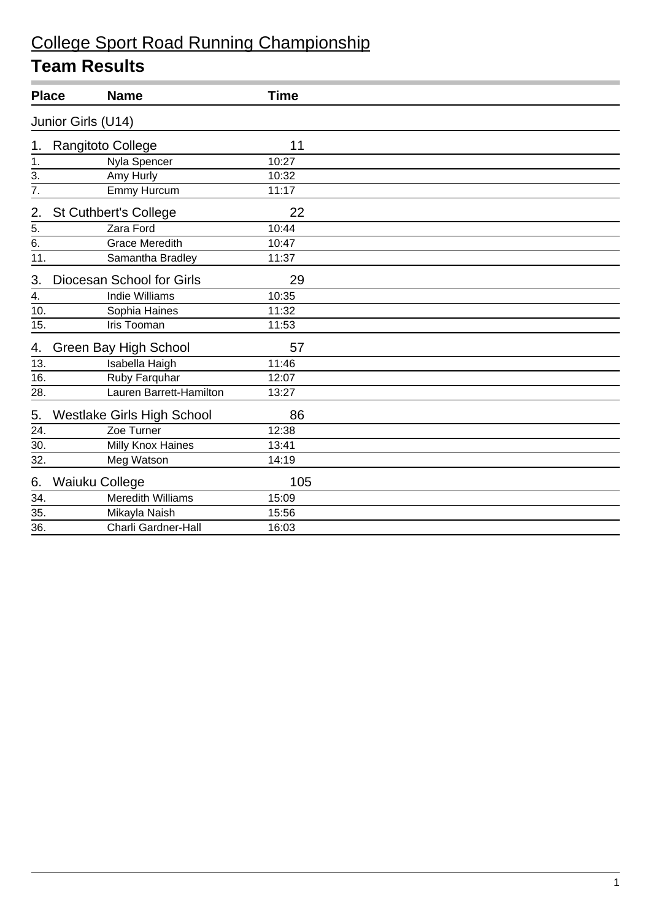# College Sport Road Running Championship

## Team Results

| Place | Name | Time |
|---|---|---|
| **Junior Girls (U14)** | | |
| **1. Rangitoto College** | | **11** |
| 1. | Nyla Spencer | 10:27 |
| 3. | Amy Hurly | 10:32 |
| 7. | Emmy Hurcum | 11:17 |
| **2. St Cuthbert's College** | | **22** |
| 5. | Zara Ford | 10:44 |
| 6. | Grace Meredith | 10:47 |
| 11. | Samantha Bradley | 11:37 |
| **3. Diocesan School for Girls** | | **29** |
| 4. | Indie Williams | 10:35 |
| 10. | Sophia Haines | 11:32 |
| 15. | Iris Tooman | 11:53 |
| **4. Green Bay High School** | | **57** |
| 13. | Isabella Haigh | 11:46 |
| 16. | Ruby Farquhar | 12:07 |
| 28. | Lauren Barrett-Hamilton | 13:27 |
| **5. Westlake Girls High School** | | **86** |
| 24. | Zoe Turner | 12:38 |
| 30. | Milly Knox Haines | 13:41 |
| 32. | Meg Watson | 14:19 |
| **6. Waiuku College** | | **105** |
| 34. | Meredith Williams | 15:09 |
| 35. | Mikayla Naish | 15:56 |
| 36. | Charli Gardner-Hall | 16:03 |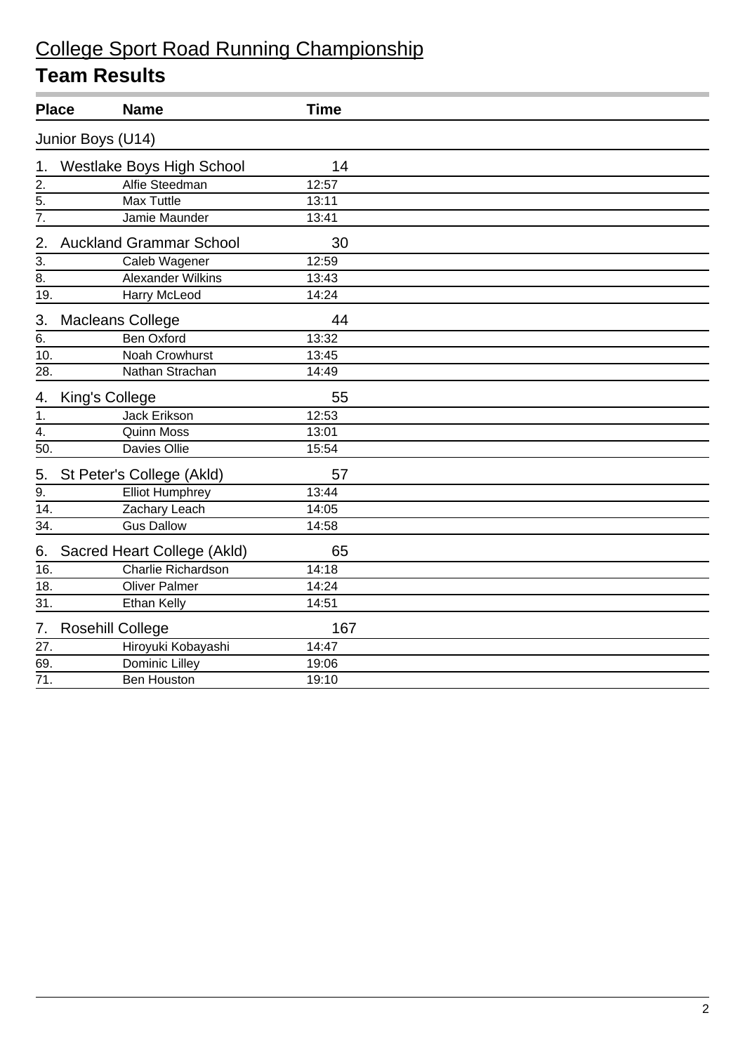# College Sport Road Running Championship

## Team Results

| Place | Name | Time |
|---|---|---|
| Junior Boys (U14) | | |
| 1. | Westlake Boys High School | 14 |
| 2. | Alfie Steedman | 12:57 |
| 5. | Max Tuttle | 13:11 |
| 7. | Jamie Maunder | 13:41 |
| 2. | Auckland Grammar School | 30 |
| 3. | Caleb Wagener | 12:59 |
| 8. | Alexander Wilkins | 13:43 |
| 19. | Harry McLeod | 14:24 |
| 3. | Macleans College | 44 |
| 6. | Ben Oxford | 13:32 |
| 10. | Noah Crowhurst | 13:45 |
| 28. | Nathan Strachan | 14:49 |
| 4. | King's College | 55 |
| 1. | Jack Erikson | 12:53 |
| 4. | Quinn Moss | 13:01 |
| 50. | Davies Ollie | 15:54 |
| 5. | St Peter's College (Akld) | 57 |
| 9. | Elliot Humphrey | 13:44 |
| 14. | Zachary Leach | 14:05 |
| 34. | Gus Dallow | 14:58 |
| 6. | Sacred Heart College (Akld) | 65 |
| 16. | Charlie Richardson | 14:18 |
| 18. | Oliver Palmer | 14:24 |
| 31. | Ethan Kelly | 14:51 |
| 7. | Rosehill College | 167 |
| 27. | Hiroyuki Kobayashi | 14:47 |
| 69. | Dominic Lilley | 19:06 |
| 71. | Ben Houston | 19:10 |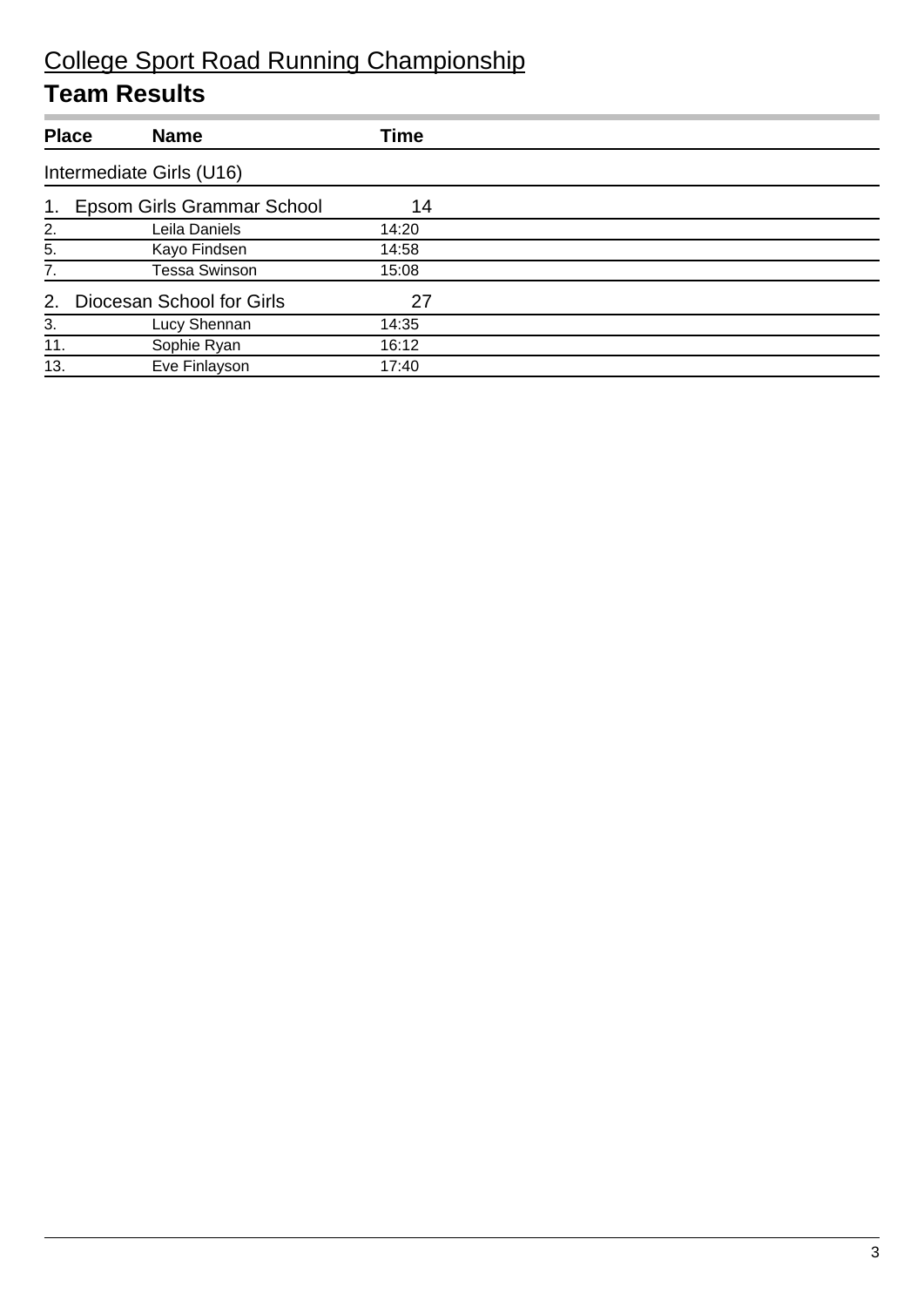# College Sport Road Running Championship

## Team Results

| Place | Name | Time |
|---|---|---|
| Intermediate Girls (U16) | | |
| 1. | Epsom Girls Grammar School | 14 |
| 2. | Leila Daniels | 14:20 |
| 5. | Kayo Findsen | 14:58 |
| 7. | Tessa Swinson | 15:08 |
| 2. | Diocesan School for Girls | 27 |
| 3. | Lucy Shennan | 14:35 |
| 11. | Sophie Ryan | 16:12 |
| 13. | Eve Finlayson | 17:40 |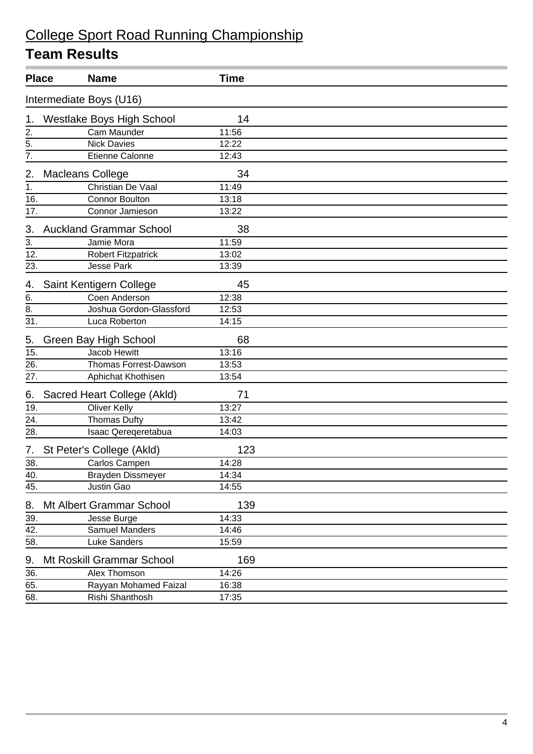# College Sport Road Running Championship

## Team Results

| Place | Name | Time |
|---|---|---|
| **Intermediate Boys (U16)** | | |
| **1. Westlake Boys High School** | | **14** |
| 2. | Cam Maunder | 11:56 |
| 5. | Nick Davies | 12:22 |
| 7. | Etienne Calonne | 12:43 |
| **2. Macleans College** | | **34** |
| 1. | Christian De Vaal | 11:49 |
| 16. | Connor Boulton | 13:18 |
| 17. | Connor Jamieson | 13:22 |
| **3. Auckland Grammar School** | | **38** |
| 3. | Jamie Mora | 11:59 |
| 12. | Robert Fitzpatrick | 13:02 |
| 23. | Jesse Park | 13:39 |
| **4. Saint Kentigern College** | | **45** |
| 6. | Coen Anderson | 12:38 |
| 8. | Joshua Gordon-Glassford | 12:53 |
| 31. | Luca Roberton | 14:15 |
| **5. Green Bay High School** | | **68** |
| 15. | Jacob Hewitt | 13:16 |
| 26. | Thomas Forrest-Dawson | 13:53 |
| 27. | Aphichat Khothisen | 13:54 |
| **6. Sacred Heart College (Akld)** | | **71** |
| 19. | Oliver Kelly | 13:27 |
| 24. | Thomas Dufty | 13:42 |
| 28. | Isaac Qereqeretabua | 14:03 |
| **7. St Peter's College (Akld)** | | **123** |
| 38. | Carlos Campen | 14:28 |
| 40. | Brayden Dissmeyer | 14:34 |
| 45. | Justin Gao | 14:55 |
| **8. Mt Albert Grammar School** | | **139** |
| 39. | Jesse Burge | 14:33 |
| 42. | Samuel Manders | 14:46 |
| 58. | Luke Sanders | 15:59 |
| **9. Mt Roskill Grammar School** | | **169** |
| 36. | Alex Thomson | 14:26 |
| 65. | Rayyan Mohamed Faizal | 16:38 |
| 68. | Rishi Shanthosh | 17:35 |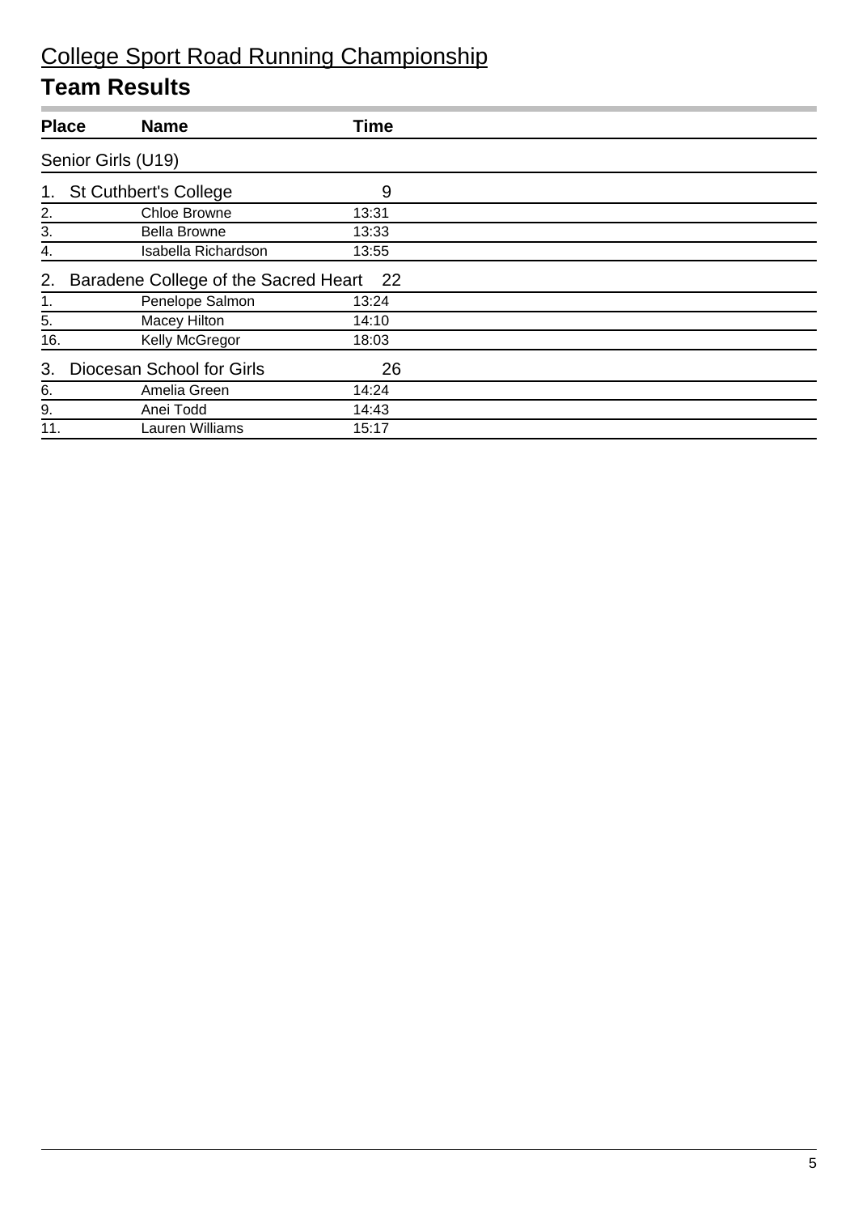# College Sport Road Running Championship

## Team Results

| Place | Name | Time |
|---|---|---|
| **Senior Girls (U19)** | | |
| **1.** | **St Cuthbert's College** | **9** |
| 2. | Chloe Browne | 13:31 |
| 3. | Bella Browne | 13:33 |
| 4. | Isabella Richardson | 13:55 |
| **2.** | **Baradene College of the Sacred Heart** | **22** |
| 1. | Penelope Salmon | 13:24 |
| 5. | Macey Hilton | 14:10 |
| 16. | Kelly McGregor | 18:03 |
| **3.** | **Diocesan School for Girls** | **26** |
| 6. | Amelia Green | 14:24 |
| 9. | Anei Todd | 14:43 |
| 11. | Lauren Williams | 15:17 |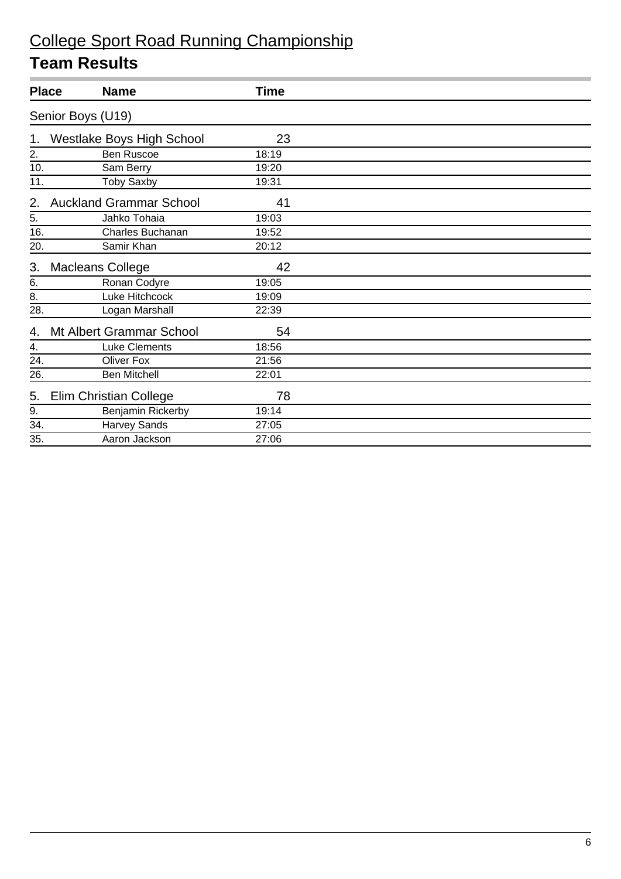# College Sport Road Running Championship

## Team Results

| Place | Name | Time |
|---|---|---|
| Senior Boys (U19) | | |
| 1. | Westlake Boys High School | 23 |
| 2. | Ben Ruscoe | 18:19 |
| 10. | Sam Berry | 19:20 |
| 11. | Toby Saxby | 19:31 |
| 2. | Auckland Grammar School | 41 |
| 5. | Jahko Tohaia | 19:03 |
| 16. | Charles Buchanan | 19:52 |
| 20. | Samir Khan | 20:12 |
| 3. | Macleans College | 42 |
| 6. | Ronan Codyre | 19:05 |
| 8. | Luke Hitchcock | 19:09 |
| 28. | Logan Marshall | 22:39 |
| 4. | Mt Albert Grammar School | 54 |
| 4. | Luke Clements | 18:56 |
| 24. | Oliver Fox | 21:56 |
| 26. | Ben Mitchell | 22:01 |
| 5. | Elim Christian College | 78 |
| 9. | Benjamin Rickerby | 19:14 |
| 34. | Harvey Sands | 27:05 |
| 35. | Aaron Jackson | 27:06 |